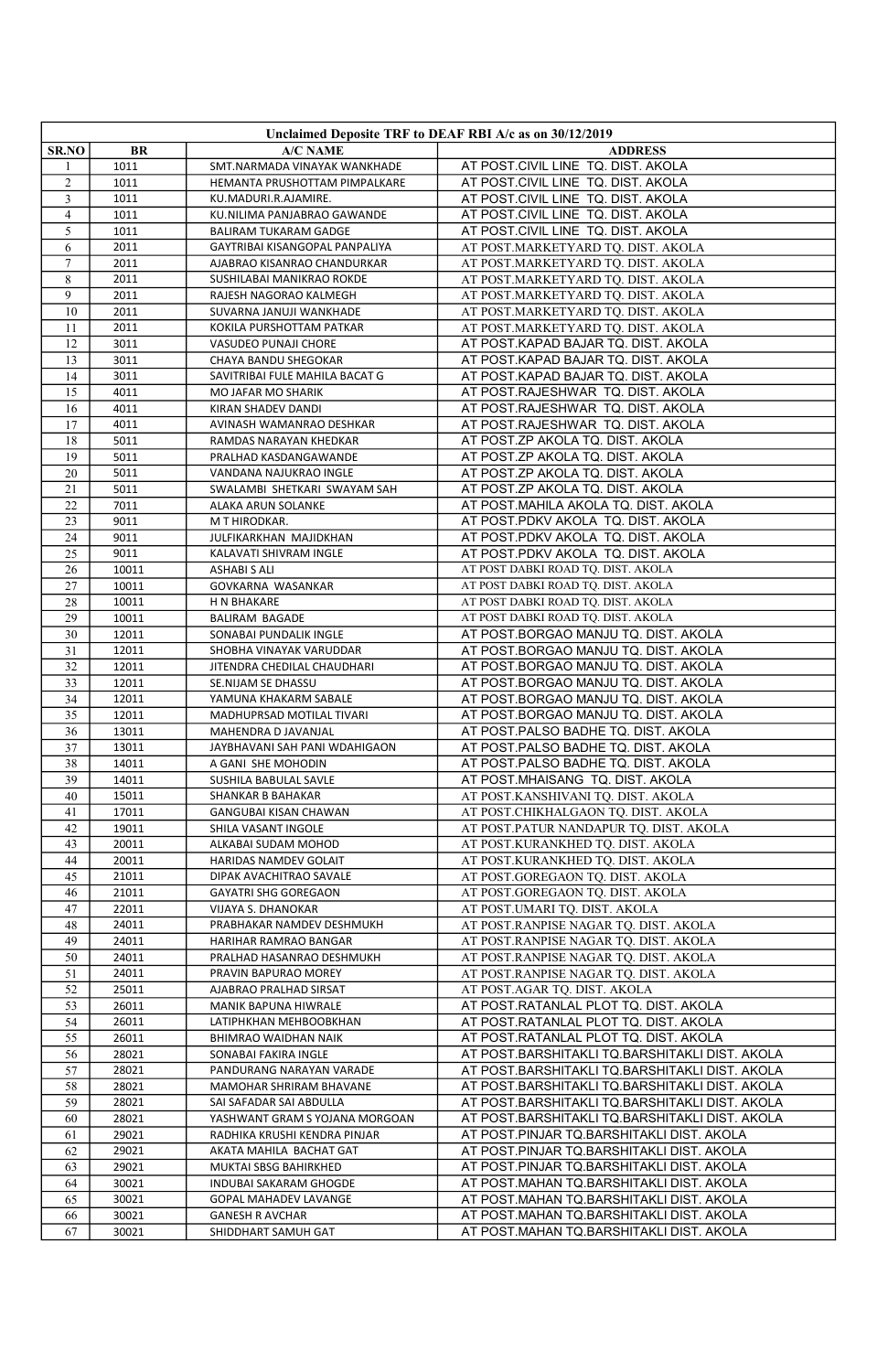| Unclaimed Deposite TRF to DEAF RBI A/c as on 30/12/2019 | | | |
|---|---|---|---|
| SR.NO | BR | A/C NAME | ADDRESS |
| 1 | 1011 | SMT.NARMADA VINAYAK WANKHADE | AT POST.CIVIL LINE TQ. DIST. AKOLA |
| 2 | 1011 | HEMANTA PRUSHOTTAM PIMPALKARE | AT POST.CIVIL LINE TQ. DIST. AKOLA |
| 3 | 1011 | KU.MADURI.R.AJAMIRE. | AT POST.CIVIL LINE TQ. DIST. AKOLA |
| 4 | 1011 | KU.NILIMA PANJABRAO GAWANDE | AT POST.CIVIL LINE TQ. DIST. AKOLA |
| 5 | 1011 | BALIRAM TUKARAM GADGE | AT POST.CIVIL LINE TQ. DIST. AKOLA |
| 6 | 2011 | GAYTRIBAI KISANGOPAL PANPALIYA | AT POST.MARKETYARD TQ. DIST. AKOLA |
| 7 | 2011 | AJABRAO KISANRAO CHANDURKAR | AT POST.MARKETYARD TQ. DIST. AKOLA |
| 8 | 2011 | SUSHILABAI MANIKRAO ROKDE | AT POST.MARKETYARD TQ. DIST. AKOLA |
| 9 | 2011 | RAJESH NAGORAO KALMEGH | AT POST.MARKETYARD TQ. DIST. AKOLA |
| 10 | 2011 | SUVARNA JANUJI WANKHADE | AT POST.MARKETYARD TQ. DIST. AKOLA |
| 11 | 2011 | KOKILA PURSHOTTAM PATKAR | AT POST.MARKETYARD TQ. DIST. AKOLA |
| 12 | 3011 | VASUDEO PUNAJI CHORE | AT POST.KAPAD BAJAR TQ. DIST. AKOLA |
| 13 | 3011 | CHAYA BANDU SHEGOKAR | AT POST.KAPAD BAJAR TQ. DIST. AKOLA |
| 14 | 3011 | SAVITRIBAI FULE MAHILA BACAT G | AT POST.KAPAD BAJAR TQ. DIST. AKOLA |
| 15 | 4011 | MO JAFAR MO SHARIK | AT POST.RAJESHWAR TQ. DIST. AKOLA |
| 16 | 4011 | KIRAN SHADEV DANDI | AT POST.RAJESHWAR TQ. DIST. AKOLA |
| 17 | 4011 | AVINASH WAMANRAO DESHKAR | AT POST.RAJESHWAR TQ. DIST. AKOLA |
| 18 | 5011 | RAMDAS NARAYAN KHEDKAR | AT POST.ZP AKOLA TQ. DIST. AKOLA |
| 19 | 5011 | PRALHAD KASDANGAWANDE | AT POST.ZP AKOLA TQ. DIST. AKOLA |
| 20 | 5011 | VANDANA NAJUKRAO INGLE | AT POST.ZP AKOLA TQ. DIST. AKOLA |
| 21 | 5011 | SWALAMBI SHETKARI SWAYAM SAH | AT POST.ZP AKOLA TQ. DIST. AKOLA |
| 22 | 7011 | ALAKA ARUN SOLANKE | AT POST.MAHILA AKOLA TQ. DIST. AKOLA |
| 23 | 9011 | M T HIRODKAR. | AT POST.PDKV AKOLA TQ. DIST. AKOLA |
| 24 | 9011 | JULFIKARKHAN MAJIDKHAN | AT POST.PDKV AKOLA TQ. DIST. AKOLA |
| 25 | 9011 | KALAVATI SHIVRAM INGLE | AT POST.PDKV AKOLA TQ. DIST. AKOLA |
| 26 | 10011 | ASHABI S ALI | AT POST DABKI ROAD TQ. DIST. AKOLA |
| 27 | 10011 | GOVKARNA WASANKAR | AT POST DABKI ROAD TQ. DIST. AKOLA |
| 28 | 10011 | H N BHAKARE | AT POST DABKI ROAD TQ. DIST. AKOLA |
| 29 | 10011 | BALIRAM BAGADE | AT POST DABKI ROAD TQ. DIST. AKOLA |
| 30 | 12011 | SONABAI PUNDALIK INGLE | AT POST.BORGAO MANJU TQ. DIST. AKOLA |
| 31 | 12011 | SHOBHA VINAYAK VARUDDAR | AT POST.BORGAO MANJU TQ. DIST. AKOLA |
| 32 | 12011 | JITENDRA CHEDILAL CHAUDHARI | AT POST.BORGAO MANJU TQ. DIST. AKOLA |
| 33 | 12011 | SE.NIJAM SE DHASSU | AT POST.BORGAO MANJU TQ. DIST. AKOLA |
| 34 | 12011 | YAMUNA KHAKARM SABALE | AT POST.BORGAO MANJU TQ. DIST. AKOLA |
| 35 | 12011 | MADHUPRSAD MOTILAL TIVARI | AT POST.BORGAO MANJU TQ. DIST. AKOLA |
| 36 | 13011 | MAHENDRA D JAVANJAL | AT POST.PALSO BADHE TQ. DIST. AKOLA |
| 37 | 13011 | JAYBHAVANI SAH PANI WDAHIGAON | AT POST.PALSO BADHE TQ. DIST. AKOLA |
| 38 | 14011 | A GANI SHE MOHODIN | AT POST.PALSO BADHE TQ. DIST. AKOLA |
| 39 | 14011 | SUSHILA BABULAL SAVLE | AT POST.MHAISANG TQ. DIST. AKOLA |
| 40 | 15011 | SHANKAR B BAHAKAR | AT POST.KANSHIVANI TQ. DIST. AKOLA |
| 41 | 17011 | GANGUBAI KISAN CHAWAN | AT POST.CHIKHALGAON TQ. DIST. AKOLA |
| 42 | 19011 | SHILA VASANT INGOLE | AT POST.PATUR NANDAPUR TQ. DIST. AKOLA |
| 43 | 20011 | ALKABAI SUDAM MOHOD | AT POST.KURANKHED TQ. DIST. AKOLA |
| 44 | 20011 | HARIDAS NAMDEV GOLAIT | AT POST.KURANKHED TQ. DIST. AKOLA |
| 45 | 21011 | DIPAK AVACHITRAO SAVALE | AT POST.GOREGAON TQ. DIST. AKOLA |
| 46 | 21011 | GAYATRI SHG GOREGAON | AT POST.GOREGAON TQ. DIST. AKOLA |
| 47 | 22011 | VIJAYA S. DHANOKAR | AT POST.UMARI TQ. DIST. AKOLA |
| 48 | 24011 | PRABHAKAR NAMDEV DESHMUKH | AT POST.RANPISE NAGAR TQ. DIST. AKOLA |
| 49 | 24011 | HARIHAR RAMRAO BANGAR | AT POST.RANPISE NAGAR TQ. DIST. AKOLA |
| 50 | 24011 | PRALHAD HASANRAO DESHMUKH | AT POST.RANPISE NAGAR TQ. DIST. AKOLA |
| 51 | 24011 | PRAVIN BAPURAO MOREY | AT POST.RANPISE NAGAR TQ. DIST. AKOLA |
| 52 | 25011 | AJABRAO PRALHAD SIRSAT | AT POST.AGAR TQ. DIST. AKOLA |
| 53 | 26011 | MANIK BAPUNA HIWRALE | AT POST.RATANLAL PLOT TQ. DIST. AKOLA |
| 54 | 26011 | LATIPHKHAN MEHBOOBKHAN | AT POST.RATANLAL PLOT TQ. DIST. AKOLA |
| 55 | 26011 | BHIMRAO WAIDHAN NAIK | AT POST.RATANLAL PLOT TQ. DIST. AKOLA |
| 56 | 28021 | SONABAI FAKIRA INGLE | AT POST.BARSHITAKLI TQ.BARSHITAKLI DIST. AKOLA |
| 57 | 28021 | PANDURANG NARAYAN VARADE | AT POST.BARSHITAKLI TQ.BARSHITAKLI DIST. AKOLA |
| 58 | 28021 | MAMOHAR SHRIRAM BHAVANE | AT POST.BARSHITAKLI TQ.BARSHITAKLI DIST. AKOLA |
| 59 | 28021 | SAI SAFADAR SAI ABDULLA | AT POST.BARSHITAKLI TQ.BARSHITAKLI DIST. AKOLA |
| 60 | 28021 | YASHWANT GRAM S YOJANA MORGOAN | AT POST.BARSHITAKLI TQ.BARSHITAKLI DIST. AKOLA |
| 61 | 29021 | RADHIKA KRUSHI KENDRA PINJAR | AT POST.PINJAR TQ.BARSHITAKLI DIST. AKOLA |
| 62 | 29021 | AKATA MAHILA BACHAT GAT | AT POST.PINJAR TQ.BARSHITAKLI DIST. AKOLA |
| 63 | 29021 | MUKTAI SBSG BAHIRKHED | AT POST.PINJAR TQ.BARSHITAKLI DIST. AKOLA |
| 64 | 30021 | INDUBAI SAKARAM GHOGDE | AT POST.MAHAN TQ.BARSHITAKLI DIST. AKOLA |
| 65 | 30021 | GOPAL MAHADEV LAVANGE | AT POST.MAHAN TQ.BARSHITAKLI DIST. AKOLA |
| 66 | 30021 | GANESH R AVCHAR | AT POST.MAHAN TQ.BARSHITAKLI DIST. AKOLA |
| 67 | 30021 | SHIDDHART SAMUH GAT | AT POST.MAHAN TQ.BARSHITAKLI DIST. AKOLA |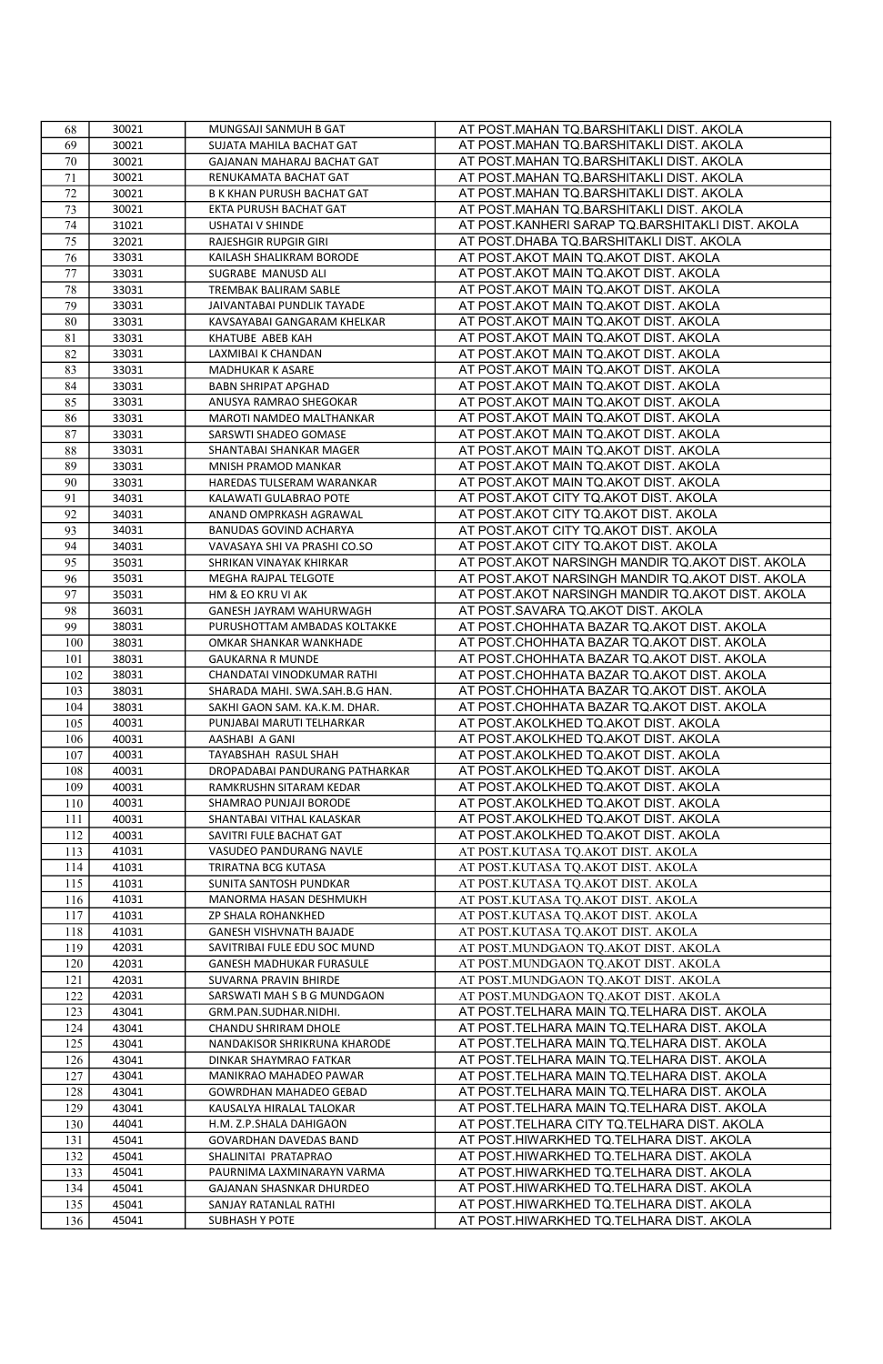| 68 | 30021 | MUNGSAJI SANMUH B GAT | AT POST.MAHAN TQ.BARSHITAKLI DIST. AKOLA |
|---|---|---|---|
| 69 | 30021 | SUJATA MAHILA BACHAT GAT | AT POST.MAHAN TQ.BARSHITAKLI DIST. AKOLA |
| 70 | 30021 | GAJANAN MAHARAJ BACHAT GAT | AT POST.MAHAN TQ.BARSHITAKLI DIST. AKOLA |
| 71 | 30021 | RENUKAMATA BACHAT GAT | AT POST.MAHAN TQ.BARSHITAKLI DIST. AKOLA |
| 72 | 30021 | B K KHAN PURUSH BACHAT GAT | AT POST.MAHAN TQ.BARSHITAKLI DIST. AKOLA |
| 73 | 30021 | EKTA PURUSH BACHAT GAT | AT POST.MAHAN TQ.BARSHITAKLI DIST. AKOLA |
| 74 | 31021 | USHATAI V SHINDE | AT POST.KANHERI SARAP TQ.BARSHITAKLI DIST. AKOLA |
| 75 | 32021 | RAJESHGIR RUPGIR GIRI | AT POST.DHABA TQ.BARSHITAKLI DIST. AKOLA |
| 76 | 33031 | KAILASH SHALIKRAM BORODE | AT POST.AKOT MAIN TQ.AKOT DIST. AKOLA |
| 77 | 33031 | SUGRABE MANUSD ALI | AT POST.AKOT MAIN TQ.AKOT DIST. AKOLA |
| 78 | 33031 | TREMBAK BALIRAM SABLE | AT POST.AKOT MAIN TQ.AKOT DIST. AKOLA |
| 79 | 33031 | JAIVANTABAI PUNDLIK TAYADE | AT POST.AKOT MAIN TQ.AKOT DIST. AKOLA |
| 80 | 33031 | KAVSAYABAI GANGARAM KHELKAR | AT POST.AKOT MAIN TQ.AKOT DIST. AKOLA |
| 81 | 33031 | KHATUBE ABEB KAH | AT POST.AKOT MAIN TQ.AKOT DIST. AKOLA |
| 82 | 33031 | LAXMIBAI K CHANDAN | AT POST.AKOT MAIN TQ.AKOT DIST. AKOLA |
| 83 | 33031 | MADHUKAR K ASARE | AT POST.AKOT MAIN TQ.AKOT DIST. AKOLA |
| 84 | 33031 | BABN SHRIPAT APGHAD | AT POST.AKOT MAIN TQ.AKOT DIST. AKOLA |
| 85 | 33031 | ANUSYA RAMRAO SHEGOKAR | AT POST.AKOT MAIN TQ.AKOT DIST. AKOLA |
| 86 | 33031 | MAROTI NAMDEO MALTHANKAR | AT POST.AKOT MAIN TQ.AKOT DIST. AKOLA |
| 87 | 33031 | SARSWTI SHADEO GOMASE | AT POST.AKOT MAIN TQ.AKOT DIST. AKOLA |
| 88 | 33031 | SHANTABAI SHANKAR MAGER | AT POST.AKOT MAIN TQ.AKOT DIST. AKOLA |
| 89 | 33031 | MNISH PRAMOD MANKAR | AT POST.AKOT MAIN TQ.AKOT DIST. AKOLA |
| 90 | 33031 | HAREDAS TULSERAM WARANKAR | AT POST.AKOT MAIN TQ.AKOT DIST. AKOLA |
| 91 | 34031 | KALAWATI GULABRAO POTE | AT POST.AKOT CITY TQ.AKOT DIST. AKOLA |
| 92 | 34031 | ANAND OMPRKASH AGRAWAL | AT POST.AKOT CITY TQ.AKOT DIST. AKOLA |
| 93 | 34031 | BANUDAS GOVIND ACHARYA | AT POST.AKOT CITY TQ.AKOT DIST. AKOLA |
| 94 | 34031 | VAVASAYA SHI VA PRASHI CO.SO | AT POST.AKOT CITY TQ.AKOT DIST. AKOLA |
| 95 | 35031 | SHRIKAN VINAYAK KHIRKAR | AT POST.AKOT NARSINGH MANDIR TQ.AKOT DIST. AKOLA |
| 96 | 35031 | MEGHA RAJPAL TELGOTE | AT POST.AKOT NARSINGH MANDIR TQ.AKOT DIST. AKOLA |
| 97 | 35031 | HM & EO KRU VI AK | AT POST.AKOT NARSINGH MANDIR TQ.AKOT DIST. AKOLA |
| 98 | 36031 | GANESH JAYRAM WAHURWAGH | AT POST.SAVARA TQ.AKOT DIST. AKOLA |
| 99 | 38031 | PURUSHOTTAM AMBADAS KOLTAKKE | AT POST.CHOHHATA BAZAR TQ.AKOT DIST. AKOLA |
| 100 | 38031 | OMKAR SHANKAR WANKHADE | AT POST.CHOHHATA BAZAR TQ.AKOT DIST. AKOLA |
| 101 | 38031 | GAUKARNA R MUNDE | AT POST.CHOHHATA BAZAR TQ.AKOT DIST. AKOLA |
| 102 | 38031 | CHANDATAI VINODKUMAR RATHI | AT POST.CHOHHATA BAZAR TQ.AKOT DIST. AKOLA |
| 103 | 38031 | SHARADA MAHI. SWA.SAH.B.G HAN. | AT POST.CHOHHATA BAZAR TQ.AKOT DIST. AKOLA |
| 104 | 38031 | SAKHI GAON SAM. KA.K.M. DHAR. | AT POST.CHOHHATA BAZAR TQ.AKOT DIST. AKOLA |
| 105 | 40031 | PUNJABAI MARUTI TELHARKAR | AT POST.AKOLKHED TQ.AKOT DIST. AKOLA |
| 106 | 40031 | AASHABI A GANI | AT POST.AKOLKHED TQ.AKOT DIST. AKOLA |
| 107 | 40031 | TAYABSHAH RASUL SHAH | AT POST.AKOLKHED TQ.AKOT DIST. AKOLA |
| 108 | 40031 | DROPADABAI PANDURANG PATHARKAR | AT POST.AKOLKHED TQ.AKOT DIST. AKOLA |
| 109 | 40031 | RAMKRUSHN SITARAM KEDAR | AT POST.AKOLKHED TQ.AKOT DIST. AKOLA |
| 110 | 40031 | SHAMRAO PUNJAJI BORODE | AT POST.AKOLKHED TQ.AKOT DIST. AKOLA |
| 111 | 40031 | SHANTABAI VITHAL KALASKAR | AT POST.AKOLKHED TQ.AKOT DIST. AKOLA |
| 112 | 40031 | SAVITRI FULE BACHAT GAT | AT POST.AKOLKHED TQ.AKOT DIST. AKOLA |
| 113 | 41031 | VASUDEO PANDURANG NAVLE | AT POST.KUTASA TQ.AKOT DIST. AKOLA |
| 114 | 41031 | TRIRATNA BCG KUTASA | AT POST.KUTASA TQ.AKOT DIST. AKOLA |
| 115 | 41031 | SUNITA SANTOSH PUNDKAR | AT POST.KUTASA TQ.AKOT DIST. AKOLA |
| 116 | 41031 | MANORMA HASAN DESHMUKH | AT POST.KUTASA TQ.AKOT DIST. AKOLA |
| 117 | 41031 | ZP SHALA ROHANKHED | AT POST.KUTASA TQ.AKOT DIST. AKOLA |
| 118 | 41031 | GANESH VISHVNATH BAJADE | AT POST.KUTASA TQ.AKOT DIST. AKOLA |
| 119 | 42031 | SAVITRIBAI FULE EDU SOC MUND | AT POST.MUNDGAON TQ.AKOT DIST. AKOLA |
| 120 | 42031 | GANESH MADHUKAR FURASULE | AT POST.MUNDGAON TQ.AKOT DIST. AKOLA |
| 121 | 42031 | SUVARNA PRAVIN BHIRDE | AT POST.MUNDGAON TQ.AKOT DIST. AKOLA |
| 122 | 42031 | SARSWATI MAH S B G MUNDGAON | AT POST.MUNDGAON TQ.AKOT DIST. AKOLA |
| 123 | 43041 | GRM.PAN.SUDHAR.NIDHI. | AT POST.TELHARA MAIN TQ.TELHARA DIST. AKOLA |
| 124 | 43041 | CHANDU SHRIRAM DHOLE | AT POST.TELHARA MAIN TQ.TELHARA DIST. AKOLA |
| 125 | 43041 | NANDAKISOR SHRIKRUNA KHARODE | AT POST.TELHARA MAIN TQ.TELHARA DIST. AKOLA |
| 126 | 43041 | DINKAR SHAYMRAO FATKAR | AT POST.TELHARA MAIN TQ.TELHARA DIST. AKOLA |
| 127 | 43041 | MANIKRAO MAHADEO PAWAR | AT POST.TELHARA MAIN TQ.TELHARA DIST. AKOLA |
| 128 | 43041 | GOWRDHAN MAHADEO GEBAD | AT POST.TELHARA MAIN TQ.TELHARA DIST. AKOLA |
| 129 | 43041 | KAUSALYA HIRALAL TALOKAR | AT POST.TELHARA MAIN TQ.TELHARA DIST. AKOLA |
| 130 | 44041 | H.M. Z.P.SHALA DAHIGAON | AT POST.TELHARA CITY TQ.TELHARA DIST. AKOLA |
| 131 | 45041 | GOVARDHAN DAVEDAS BAND | AT POST.HIWARKHED TQ.TELHARA DIST. AKOLA |
| 132 | 45041 | SHALINITAI PRATAPRAO | AT POST.HIWARKHED TQ.TELHARA DIST. AKOLA |
| 133 | 45041 | PAURNIMA LAXMINARAYN VARMA | AT POST.HIWARKHED TQ.TELHARA DIST. AKOLA |
| 134 | 45041 | GAJANAN SHASNKAR DHURDEO | AT POST.HIWARKHED TQ.TELHARA DIST. AKOLA |
| 135 | 45041 | SANJAY RATANLAL RATHI | AT POST.HIWARKHED TQ.TELHARA DIST. AKOLA |
| 136 | 45041 | SUBHASH Y POTE | AT POST.HIWARKHED TQ.TELHARA DIST. AKOLA |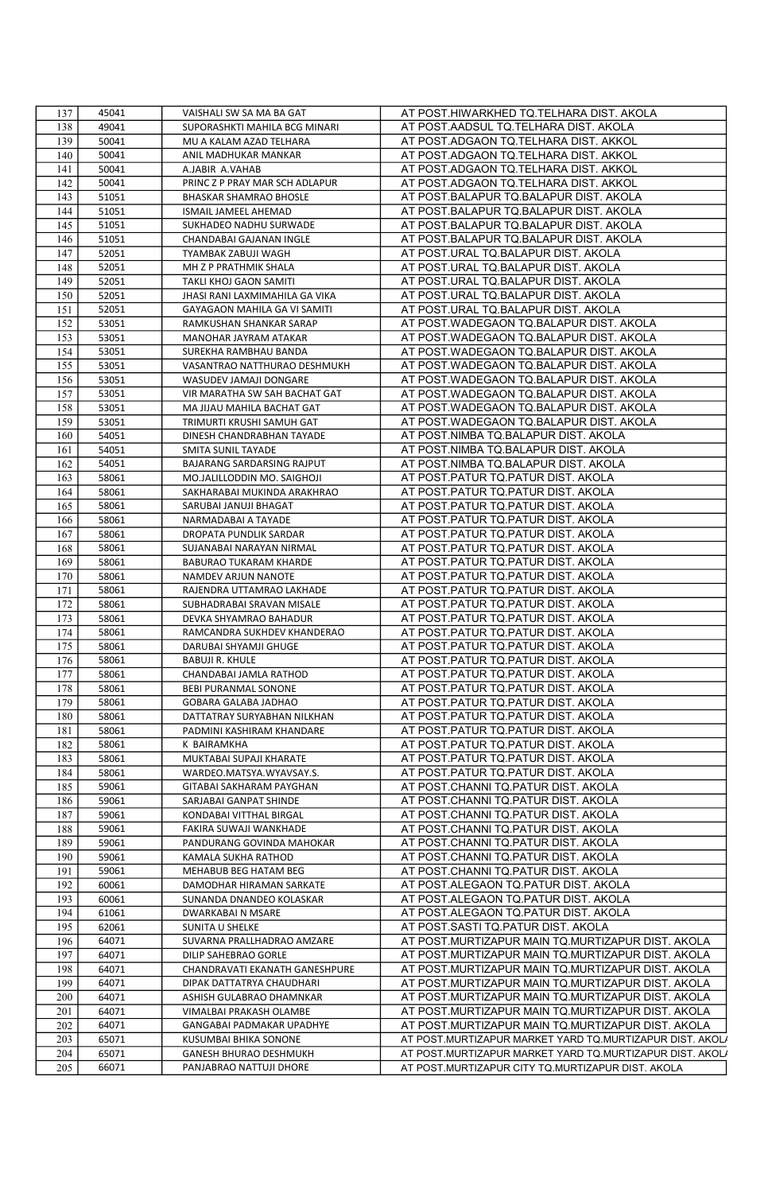| | | | |
|---|---|---|---|
| 137 | 45041 | VAISHALI SW SA MA BA GAT | AT POST.HIWARKHED TQ.TELHARA DIST. AKOLA |
| 138 | 49041 | SUPORASHKTI MAHILA BCG MINARI | AT POST.AADSUL TQ.TELHARA DIST. AKOLA |
| 139 | 50041 | MU A KALAM AZAD TELHARA | AT POST.ADGAON TQ.TELHARA DIST. AKKOL |
| 140 | 50041 | ANIL MADHUKAR MANKAR | AT POST.ADGAON TQ.TELHARA DIST. AKKOL |
| 141 | 50041 | A.JABIR A.VAHAB | AT POST.ADGAON TQ.TELHARA DIST. AKKOL |
| 142 | 50041 | PRINC Z P PRAY MAR SCH ADLAPUR | AT POST.ADGAON TQ.TELHARA DIST. AKKOL |
| 143 | 51051 | BHASKAR SHAMRAO BHOSLE | AT POST.BALAPUR TQ.BALAPUR DIST. AKOLA |
| 144 | 51051 | ISMAIL JAMEEL AHEMAD | AT POST.BALAPUR TQ.BALAPUR DIST. AKOLA |
| 145 | 51051 | SUKHADEO NADHU SURWADE | AT POST.BALAPUR TQ.BALAPUR DIST. AKOLA |
| 146 | 51051 | CHANDABAI GAJANAN INGLE | AT POST.BALAPUR TQ.BALAPUR DIST. AKOLA |
| 147 | 52051 | TYAMBAK ZABUJI WAGH | AT POST.URAL TQ.BALAPUR DIST. AKOLA |
| 148 | 52051 | MH Z P PRATHMIK SHALA | AT POST.URAL TQ.BALAPUR DIST. AKOLA |
| 149 | 52051 | TAKLI KHOJ GAON SAMITI | AT POST.URAL TQ.BALAPUR DIST. AKOLA |
| 150 | 52051 | JHASI RANI LAXMIMAHILA GA VIKA | AT POST.URAL TQ.BALAPUR DIST. AKOLA |
| 151 | 52051 | GAYAGAON MAHILA GA VI SAMITI | AT POST.URAL TQ.BALAPUR DIST. AKOLA |
| 152 | 53051 | RAMKUSHAN SHANKAR SARAP | AT POST.WADEGAON TQ.BALAPUR DIST. AKOLA |
| 153 | 53051 | MANOHAR JAYRAM ATAKAR | AT POST.WADEGAON TQ.BALAPUR DIST. AKOLA |
| 154 | 53051 | SUREKHA RAMBHAU BANDA | AT POST.WADEGAON TQ.BALAPUR DIST. AKOLA |
| 155 | 53051 | VASANTRAO NATTHURAO DESHMUKH | AT POST.WADEGAON TQ.BALAPUR DIST. AKOLA |
| 156 | 53051 | WASUDEV JAMAJI DONGARE | AT POST.WADEGAON TQ.BALAPUR DIST. AKOLA |
| 157 | 53051 | VIR MARATHA SW SAH BACHAT GAT | AT POST.WADEGAON TQ.BALAPUR DIST. AKOLA |
| 158 | 53051 | MA JIJAU MAHILA BACHAT GAT | AT POST.WADEGAON TQ.BALAPUR DIST. AKOLA |
| 159 | 53051 | TRIMURTI KRUSHI SAMUH GAT | AT POST.WADEGAON TQ.BALAPUR DIST. AKOLA |
| 160 | 54051 | DINESH CHANDRABHAN TAYADE | AT POST.NIMBA TQ.BALAPUR DIST. AKOLA |
| 161 | 54051 | SMITA SUNIL TAYADE | AT POST.NIMBA TQ.BALAPUR DIST. AKOLA |
| 162 | 54051 | BAJARANG SARDARSING RAJPUT | AT POST.NIMBA TQ.BALAPUR DIST. AKOLA |
| 163 | 58061 | MO.JALILLODDIN MO. SAIGHOJI | AT POST.PATUR TQ.PATUR DIST. AKOLA |
| 164 | 58061 | SAKHARABAI MUKINDA ARAKHRAO | AT POST.PATUR TQ.PATUR DIST. AKOLA |
| 165 | 58061 | SARUBAI JANUJI BHAGAT | AT POST.PATUR TQ.PATUR DIST. AKOLA |
| 166 | 58061 | NARMADABAI A TAYADE | AT POST.PATUR TQ.PATUR DIST. AKOLA |
| 167 | 58061 | DROPATA PUNDLIK SARDAR | AT POST.PATUR TQ.PATUR DIST. AKOLA |
| 168 | 58061 | SUJANABAI NARAYAN NIRMAL | AT POST.PATUR TQ.PATUR DIST. AKOLA |
| 169 | 58061 | BABURAO TUKARAM KHARDE | AT POST.PATUR TQ.PATUR DIST. AKOLA |
| 170 | 58061 | NAMDEV ARJUN NANOTE | AT POST.PATUR TQ.PATUR DIST. AKOLA |
| 171 | 58061 | RAJENDRA UTTAMRAO LAKHADE | AT POST.PATUR TQ.PATUR DIST. AKOLA |
| 172 | 58061 | SUBHADRABAI SRAVAN MISALE | AT POST.PATUR TQ.PATUR DIST. AKOLA |
| 173 | 58061 | DEVKA SHYAMRAO BAHADUR | AT POST.PATUR TQ.PATUR DIST. AKOLA |
| 174 | 58061 | RAMCANDRA SUKHDEV KHANDERAO | AT POST.PATUR TQ.PATUR DIST. AKOLA |
| 175 | 58061 | DARUBAI SHYAMJI GHUGE | AT POST.PATUR TQ.PATUR DIST. AKOLA |
| 176 | 58061 | BABUJI R. KHULE | AT POST.PATUR TQ.PATUR DIST. AKOLA |
| 177 | 58061 | CHANDABAI JAMLA RATHOD | AT POST.PATUR TQ.PATUR DIST. AKOLA |
| 178 | 58061 | BEBI PURANMAL SONONE | AT POST.PATUR TQ.PATUR DIST. AKOLA |
| 179 | 58061 | GOBARA GALABA JADHAO | AT POST.PATUR TQ.PATUR DIST. AKOLA |
| 180 | 58061 | DATTATRAY SURYABHAN NILKHAN | AT POST.PATUR TQ.PATUR DIST. AKOLA |
| 181 | 58061 | PADMINI KASHIRAM KHANDARE | AT POST.PATUR TQ.PATUR DIST. AKOLA |
| 182 | 58061 | K BAIRAMKHA | AT POST.PATUR TQ.PATUR DIST. AKOLA |
| 183 | 58061 | MUKTABAI SUPAJI KHARATE | AT POST.PATUR TQ.PATUR DIST. AKOLA |
| 184 | 58061 | WARDEO.MATSYA.WYAVSAY.S. | AT POST.PATUR TQ.PATUR DIST. AKOLA |
| 185 | 59061 | GITABAI SAKHARAM PAYGHAN | AT POST.CHANNI TQ.PATUR DIST. AKOLA |
| 186 | 59061 | SARJABAI GANPAT SHINDE | AT POST.CHANNI TQ.PATUR DIST. AKOLA |
| 187 | 59061 | KONDABAI VITTHAL BIRGAL | AT POST.CHANNI TQ.PATUR DIST. AKOLA |
| 188 | 59061 | FAKIRA SUWAJI WANKHADE | AT POST.CHANNI TQ.PATUR DIST. AKOLA |
| 189 | 59061 | PANDURANG GOVINDA MAHOKAR | AT POST.CHANNI TQ.PATUR DIST. AKOLA |
| 190 | 59061 | KAMALA SUKHA RATHOD | AT POST.CHANNI TQ.PATUR DIST. AKOLA |
| 191 | 59061 | MEHABUB BEG HATAM BEG | AT POST.CHANNI TQ.PATUR DIST. AKOLA |
| 192 | 60061 | DAMODHAR HIRAMAN SARKATE | AT POST.ALEGAON TQ.PATUR DIST. AKOLA |
| 193 | 60061 | SUNANDA DNANDEO KOLASKAR | AT POST.ALEGAON TQ.PATUR DIST. AKOLA |
| 194 | 61061 | DWARKABAI N MSARE | AT POST.ALEGAON TQ.PATUR DIST. AKOLA |
| 195 | 62061 | SUNITA U SHELKE | AT POST.SASTI TQ.PATUR DIST. AKOLA |
| 196 | 64071 | SUVARNA PRALLHADRAO AMZARE | AT POST.MURTIZAPUR MAIN TQ.MURTIZAPUR DIST. AKOLA |
| 197 | 64071 | DILIP SAHEBRAO GORLE | AT POST.MURTIZAPUR MAIN TQ.MURTIZAPUR DIST. AKOLA |
| 198 | 64071 | CHANDRAVATI EKANATH GANESHPURE | AT POST.MURTIZAPUR MAIN TQ.MURTIZAPUR DIST. AKOLA |
| 199 | 64071 | DIPAK DATTATRYA CHAUDHARI | AT POST.MURTIZAPUR MAIN TQ.MURTIZAPUR DIST. AKOLA |
| 200 | 64071 | ASHISH GULABRAO DHAMNKAR | AT POST.MURTIZAPUR MAIN TQ.MURTIZAPUR DIST. AKOLA |
| 201 | 64071 | VIMALBAI PRAKASH OLAMBE | AT POST.MURTIZAPUR MAIN TQ.MURTIZAPUR DIST. AKOLA |
| 202 | 64071 | GANGABAI PADMAKAR UPADHYE | AT POST.MURTIZAPUR MAIN TQ.MURTIZAPUR DIST. AKOLA |
| 203 | 65071 | KUSUMBAI BHIKA SONONE | AT POST.MURTIZAPUR MARKET YARD TQ.MURTIZAPUR DIST. AKOL/ |
| 204 | 65071 | GANESH BHURAO DESHMUKH | AT POST.MURTIZAPUR MARKET YARD TQ.MURTIZAPUR DIST. AKOL/ |
| 205 | 66071 | PANJABRAO NATTUJI DHORE | AT POST.MURTIZAPUR CITY TQ.MURTIZAPUR DIST. AKOLA |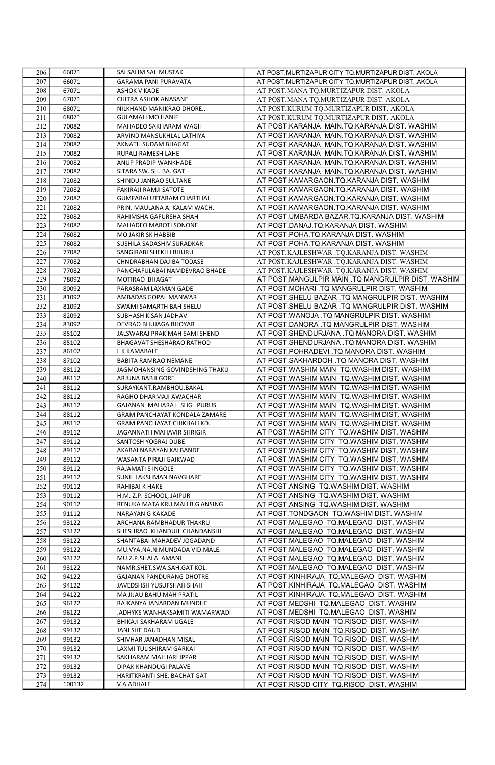| 206 | 66071 | SAI SALIM SAI MUSTAK | AT POST.MURTIZAPUR CITY TQ.MURTIZAPUR DIST. AKOLA |
|---|---|---|---|
| 207 | 66071 | GARAMA PANI PURAVATA | AT POST.MURTIZAPUR CITY TQ.MURTIZAPUR DIST. AKOLA |
| 208 | 67071 | ASHOK V KADE | AT POST.MANA TQ.MURTIZAPUR DIST. AKOLA |
| 209 | 67071 | CHITRA ASHOK ANASANE | AT POST.MANA TQ.MURTIZAPUR DIST. AKOLA |
| 210 | 68071 | NILKHAND MANIKRAO DHORE.. | AT POST.KURUM TQ.MURTIZAPUR DIST. AKOLA |
| 211 | 68071 | GULAMALI MO HANIF | AT POST.KURUM TQ.MURTIZAPUR DIST. AKOLA |
| 212 | 70082 | MAHADEO SAKHARAM WAGH | AT POST.KARANJA MAIN.TQ.KARANJA DIST. WASHIM |
| 213 | 70082 | ARVIND MANSUKHLAL LATHIYA | AT POST.KARANJA MAIN.TQ.KARANJA DIST. WASHIM |
| 214 | 70082 | AKNATH SUDAM BHAGAT | AT POST.KARANJA MAIN.TQ.KARANJA DIST. WASHIM |
| 215 | 70082 | RUPALI RAMESH LAHE | AT POST.KARANJA MAIN.TQ.KARANJA DIST. WASHIM |
| 216 | 70082 | ANUP PRADIP WANKHADE | AT POST.KARANJA MAIN.TQ.KARANJA DIST. WASHIM |
| 217 | 70082 | SITARA SW. SH. BA. GAT | AT POST.KARANJA MAIN.TQ.KARANJA DIST. WASHIM |
| 218 | 72082 | SHINDU JANRAO SULTANE | AT POST.KAMARGAON.TQ.KARANJA DIST. WASHIM |
| 219 | 72082 | FAKIRAJI RAMJI SATOTE | AT POST.KAMARGAON.TQ.KARANJA DIST. WASHIM |
| 220 | 72082 | GUMFABAI UTTARAM CHARTHAL | AT POST.KAMARGAON.TQ.KARANJA DIST. WASHIM |
| 221 | 72082 | PRIN. MAULANA A. KALAM WACH. | AT POST.KAMARGAON.TQ.KARANJA DIST. WASHIM |
| 222 | 73082 | RAHIMSHA GAFURSHA SHAH | AT POST.UMBARDA BAZAR.TQ.KARANJA DIST. WASHIM |
| 223 | 74082 | MAHADEO MAROTI SONONE | AT POST.DANAJ.TQ.KARANJA DIST. WASHIM |
| 224 | 76082 | MO JAKIR SK HABBIB | AT POST.POHA.TQ.KARANJA DIST. WASHIM |
| 225 | 76082 | SUSHILA SADASHIV SURADKAR | AT POST.POHA.TQ.KARANJA DIST. WASHIM |
| 226 | 77082 | SANGIRABI SHEKLH BHURU | AT POST.KAJLESHWAR .TQ.KARANJA DIST. WASHIM |
| 227 | 77082 | CHNDRABHAN DAJIBA TODASE | AT POST.KAJLESHWAR .TQ.KARANJA DIST. WASHIM |
| 228 | 77082 | PANCHAFULABAI NAMDEVRAO BHADE | AT POST.KAJLESHWAR .TQ.KARANJA DIST. WASHIM |
| 229 | 78092 | MOTIRAO BHAGAT | AT POST.MANGULPIR MAIN .TQ MANGRULPIR DIST. WASHIM |
| 230 | 80092 | PARASRAM LAXMAN GADE | AT POST.MOHARI .TQ MANGRULPIR DIST. WASHIM |
| 231 | 81092 | AMBADAS GOPAL MANWAR | AT POST.SHELU BAZAR .TQ MANGRULPIR DIST. WASHIM |
| 232 | 81092 | SWAMI SAMARTH BAH SHELU | AT POST.SHELU BAZAR .TQ MANGRULPIR DIST. WASHIM |
| 233 | 82092 | SUBHASH KISAN JADHAV | AT POST.WANOJA .TQ MANGRULPIR DIST. WASHIM |
| 234 | 83092 | DEVRAO BHUJAGA BHOYAR | AT POST.DANORA .TQ MANGRULPIR DIST. WASHIM |
| 235 | 85102 | JALSWARAJ PRAK MAH SAMI SHEND | AT POST.SHENDURJANA .TQ MANORA DIST. WASHIM |
| 236 | 85102 | BHAGAVAT SHESHARAO RATHOD | AT POST.SHENDURJANA .TQ MANORA DIST. WASHIM |
| 237 | 86102 | L K KAMABALE | AT POST.POHRADEVI .TQ MANORA DIST. WASHIM |
| 238 | 87102 | BABITA RAMRAO NEMANE | AT POST.SAKHARDOH .TQ MANORA DIST. WASHIM |
| 239 | 88112 | JAGMOHANSING GOVINDSHING THAKU | AT POST.WASHIM MAIN TQ.WASHIM DIST. WASHIM |
| 240 | 88112 | ARJUNA BABJI GORE | AT POST.WASHIM MAIN TQ.WASHIM DIST. WASHIM |
| 241 | 88112 | SURAYKANT.RAMBHOU.BAKAL | AT POST.WASHIM MAIN TQ.WASHIM DIST. WASHIM |
| 242 | 88112 | RAGHO DHARMAJI AWACHAR | AT POST.WASHIM MAIN TQ.WASHIM DIST. WASHIM |
| 243 | 88112 | GAJANAN MAHARAJ SHG PURUS | AT POST.WASHIM MAIN TQ.WASHIM DIST. WASHIM |
| 244 | 88112 | GRAM PANCHAYAT KONDALA ZAMARE | AT POST.WASHIM MAIN TQ.WASHIM DIST. WASHIM |
| 245 | 88112 | GRAM PANCHAYAT CHIKHALI KD. | AT POST.WASHIM MAIN TQ.WASHIM DIST. WASHIM |
| 246 | 89112 | JAGANNATH MAHAVIR SHRIGIR | AT POST.WASHIM CITY TQ.WASHIM DIST. WASHIM |
| 247 | 89112 | SANTOSH YOGRAJ DUBE | AT POST.WASHIM CITY TQ.WASHIM DIST. WASHIM |
| 248 | 89112 | AKABAI NARAYAN KALBANDE | AT POST.WASHIM CITY TQ.WASHIM DIST. WASHIM |
| 249 | 89112 | WASANTA PIRAJI GAIKWAD | AT POST.WASHIM CITY TQ.WASHIM DIST. WASHIM |
| 250 | 89112 | RAJAMATI S INGOLE | AT POST.WASHIM CITY TQ.WASHIM DIST. WASHIM |
| 251 | 89112 | SUNIL LAKSHMAN NAVGHARE | AT POST.WASHIM CITY TQ.WASHIM DIST. WASHIM |
| 252 | 90112 | RAHIBAI K HAKE | AT POST.ANSING TQ.WASHIM DIST. WASHIM |
| 253 | 90112 | H.M. Z.P. SCHOOL, JAIPUR | AT POST.ANSING TQ.WASHIM DIST. WASHIM |
| 254 | 90112 | RENUKA MATA KRU MAH B G ANSING | AT POST.ANSING TQ.WASHIM DIST. WASHIM |
| 255 | 91112 | NARAYAN G KAKADE | AT POST.TONDGAON TQ.WASHIM DIST. WASHIM |
| 256 | 93122 | ARCHANA RAMBHADUR THAKRU | AT POST.MALEGAO TQ.MALEGAO DIST. WASHIM |
| 257 | 93122 | SHESHRAO KHANDUJI CHANDANSHI | AT POST.MALEGAO TQ.MALEGAO DIST. WASHIM |
| 258 | 93122 | SHANTABAI MAHADEV JOGADAND | AT POST.MALEGAO TQ.MALEGAO DIST. WASHIM |
| 259 | 93122 | MU.VYA.NA.N.MUNDADA VID.MALE. | AT POST.MALEGAO TQ.MALEGAO DIST. WASHIM |
| 260 | 93122 | MU.Z.P.SHALA. AMANI | AT POST.MALEGAO TQ.MALEGAO DIST. WASHIM |
| 261 | 93122 | NAMR.SHET.SWA.SAH.GAT KOL. | AT POST.MALEGAO TQ.MALEGAO DIST. WASHIM |
| 262 | 94122 | GAJANAN PANDURANG DHOTRE | AT POST.KINHIRAJA TQ.MALEGAO DIST. WASHIM |
| 263 | 94122 | JAVEDSHSH YUSUFSHAH SHAH | AT POST.KINHIRAJA TQ.MALEGAO DIST. WASHIM |
| 264 | 94122 | MA JIJAU BAHU MAH PRATIL | AT POST.KINHIRAJA TQ.MALEGAO DIST. WASHIM |
| 265 | 96122 | RAJKANYA JANARDAN MUNDHE | AT POST.MEDSHI TQ.MALEGAO DIST. WASHIM |
| 266 | 96122 | .ADHYKS WANHAKSAMITI WAMARWADI | AT POST.MEDSHI TQ.MALEGAO DIST. WASHIM |
| 267 | 99132 | BHIKAJI SAKHARAM UGALE | AT POST.RISOD MAIN TQ.RISOD DIST. WASHIM |
| 268 | 99132 | JANI SHE DAUD | AT POST.RISOD MAIN TQ.RISOD DIST. WASHIM |
| 269 | 99132 | SHIVHAR JANADHAN MISAL | AT POST.RISOD MAIN TQ.RISOD DIST. WASHIM |
| 270 | 99132 | LAXMI TULISHIRAM GARKAI | AT POST.RISOD MAIN TQ.RISOD DIST. WASHIM |
| 271 | 99132 | SAKHARAM MALHARI IPPAR | AT POST.RISOD MAIN TQ.RISOD DIST. WASHIM |
| 272 | 99132 | DIPAK KHANDUGI PALAVE | AT POST.RISOD MAIN TQ.RISOD DIST. WASHIM |
| 273 | 99132 | HARITKRANTI SHE. BACHAT GAT | AT POST.RISOD MAIN TQ.RISOD DIST. WASHIM |
| 274 | 100132 | V A ADHALE | AT POST.RISOD CITY TQ.RISOD DIST. WASHIM |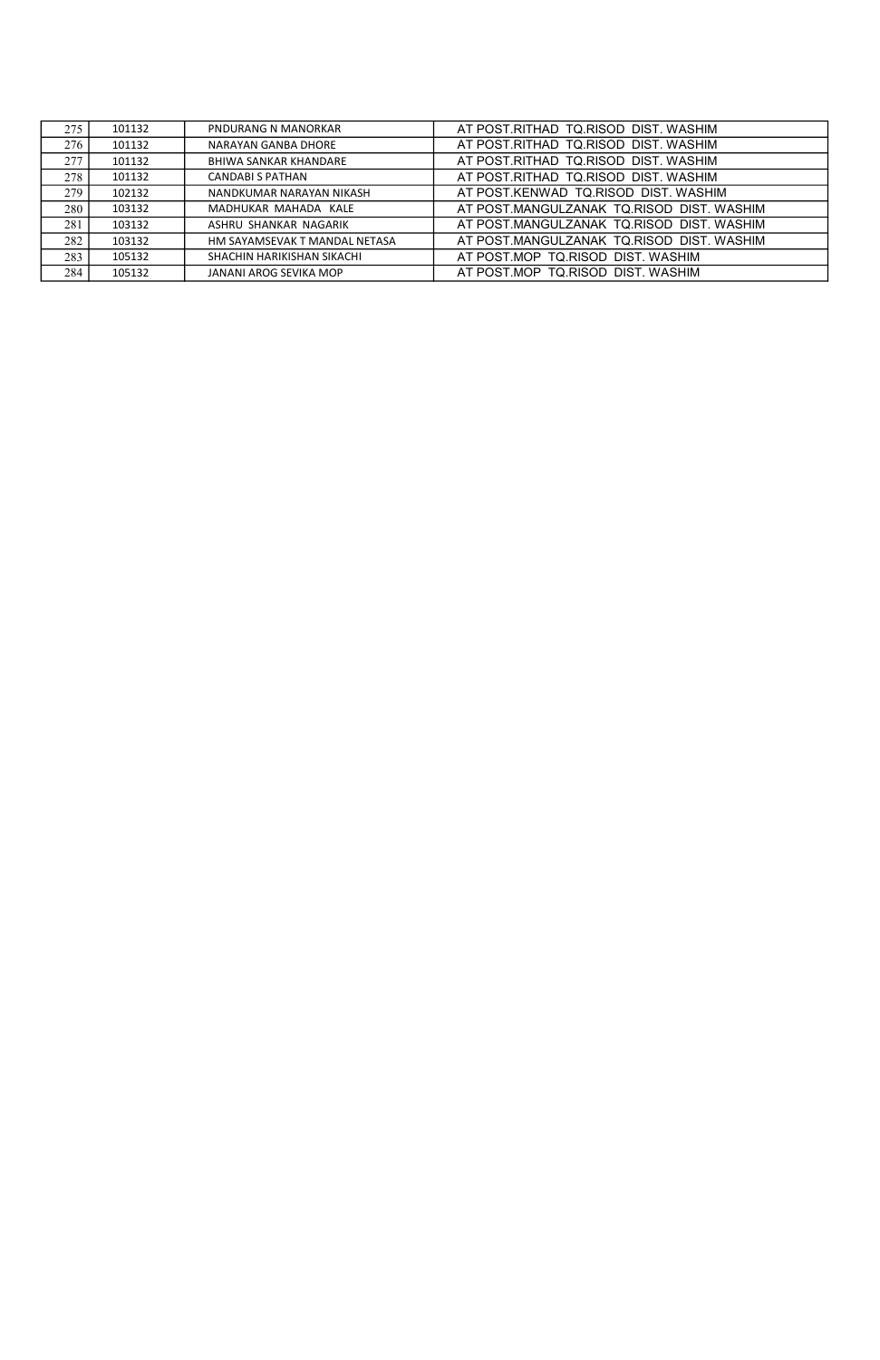| | | | |
|---|---|---|---|
| 275 | 101132 | PNDURANG N MANORKAR | AT POST.RITHAD TQ.RISOD DIST. WASHIM |
| 276 | 101132 | NARAYAN GANBA DHORE | AT POST.RITHAD TQ.RISOD DIST. WASHIM |
| 277 | 101132 | BHIWA SANKAR KHANDARE | AT POST.RITHAD TQ.RISOD DIST. WASHIM |
| 278 | 101132 | CANDABI S PATHAN | AT POST.RITHAD TQ.RISOD DIST. WASHIM |
| 279 | 102132 | NANDKUMAR NARAYAN NIKASH | AT POST.KENWAD TQ.RISOD DIST. WASHIM |
| 280 | 103132 | MADHUKAR MAHADA KALE | AT POST.MANGULZANAK TQ.RISOD DIST. WASHIM |
| 281 | 103132 | ASHRU SHANKAR NAGARIK | AT POST.MANGULZANAK TQ.RISOD DIST. WASHIM |
| 282 | 103132 | HM SAYAMSEVAK T MANDAL NETASA | AT POST.MANGULZANAK TQ.RISOD DIST. WASHIM |
| 283 | 105132 | SHACHIN HARIKISHAN SIKACHI | AT POST.MOP TQ.RISOD DIST. WASHIM |
| 284 | 105132 | JANANI AROG SEVIKA MOP | AT POST.MOP TQ.RISOD DIST. WASHIM |